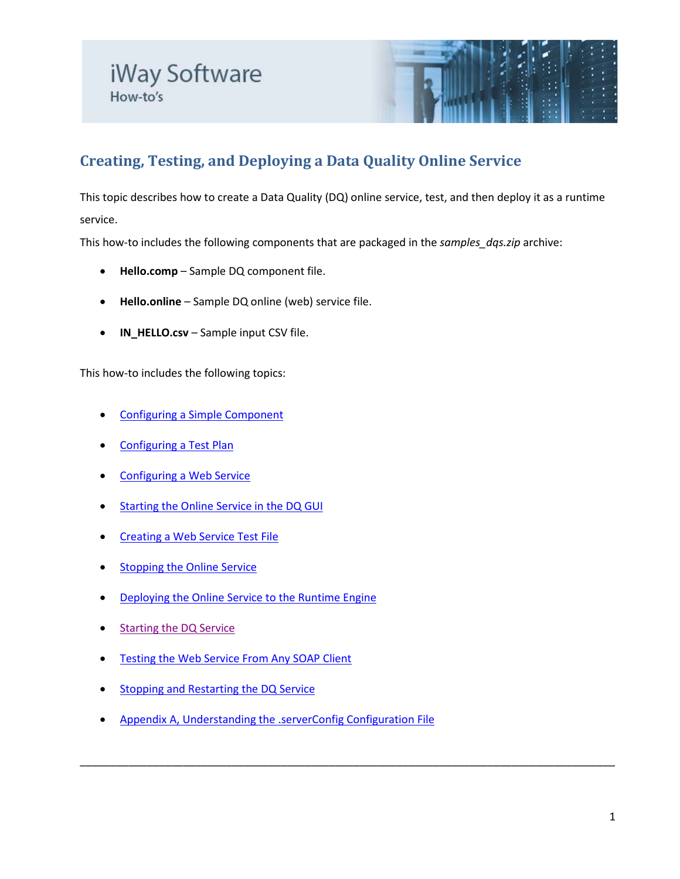iWay Software

How-to's

## Creating, Testing, and Deploying a Data Quality Online Service

This topic describes how to create a Data Quality (DQ) online service, test, and then deploy it as a runtime service.

This how-to includes the following components that are packaged in the *samples_dqs.zip* archive:

- **Hello.comp** – Sample DQ component file.
- **Hello.online** – Sample DQ online (web) service file.
- **IN_HELLO.csv** – Sample input CSV file.

This how-to includes the following topics:

- Configuring a Simple Component
- Configuring a Test Plan
- Configuring a Web Service
- Starting the Online Service in the DQ GUI
- Creating a Web Service Test File
- Stopping the Online Service
- Deploying the Online Service to the Runtime Engine
- Starting the DQ Service
- Testing the Web Service From Any SOAP Client
- Stopping and Restarting the DQ Service
- Appendix A, Understanding the .serverConfig Configuration File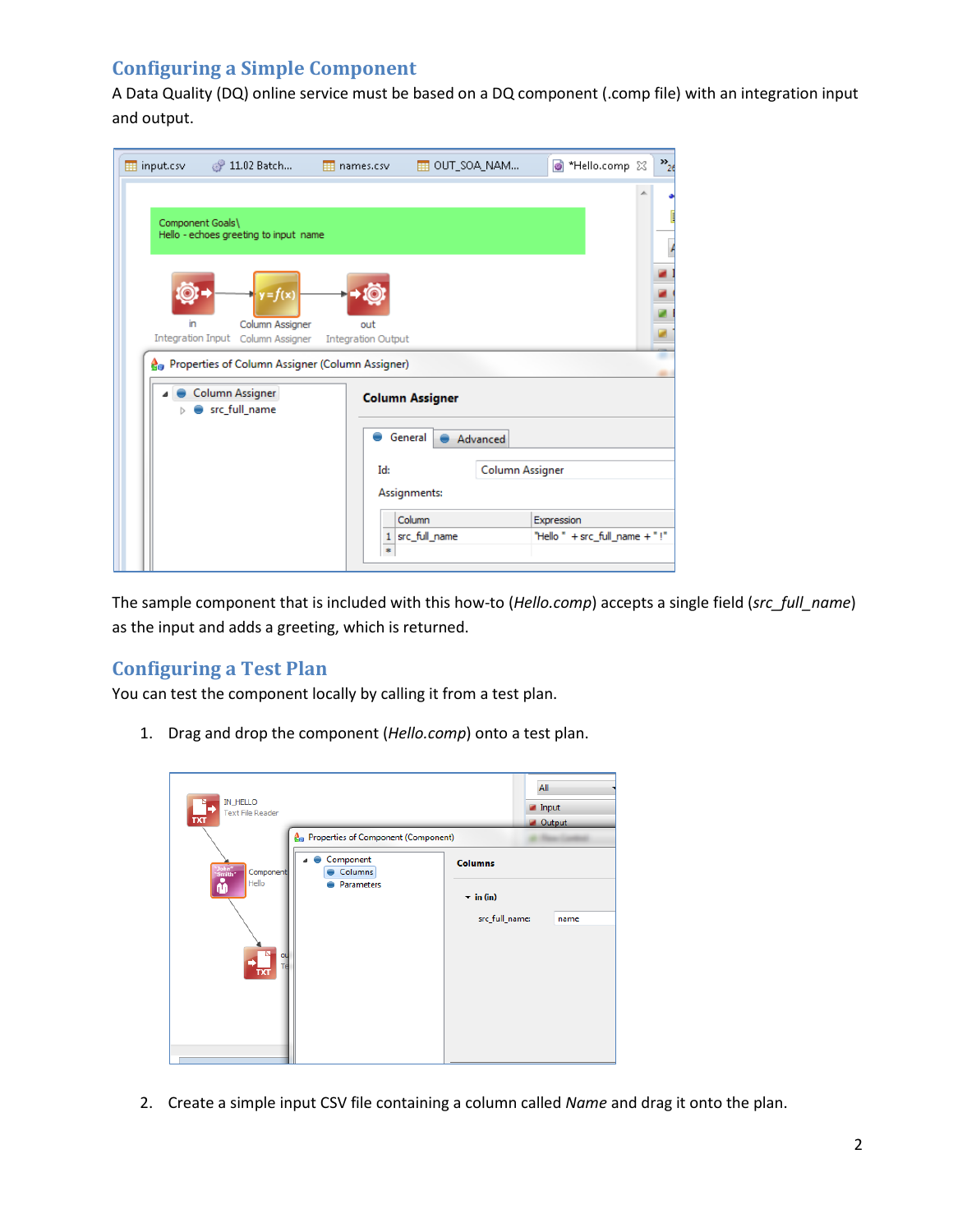## Configuring a Simple Component

A Data Quality (DQ) online service must be based on a DQ component (.comp file) with an integration input and output.

The sample component that is included with this how-to (*Hello.comp*) accepts a single field (*src_full_name*) as the input and adds a greeting, which is returned.

## Configuring a Test Plan

You can test the component locally by calling it from a test plan.

1. Drag and drop the component (*Hello.comp*) onto a test plan.

2. Create a simple input CSV file containing a column called *Name* and drag it onto the plan.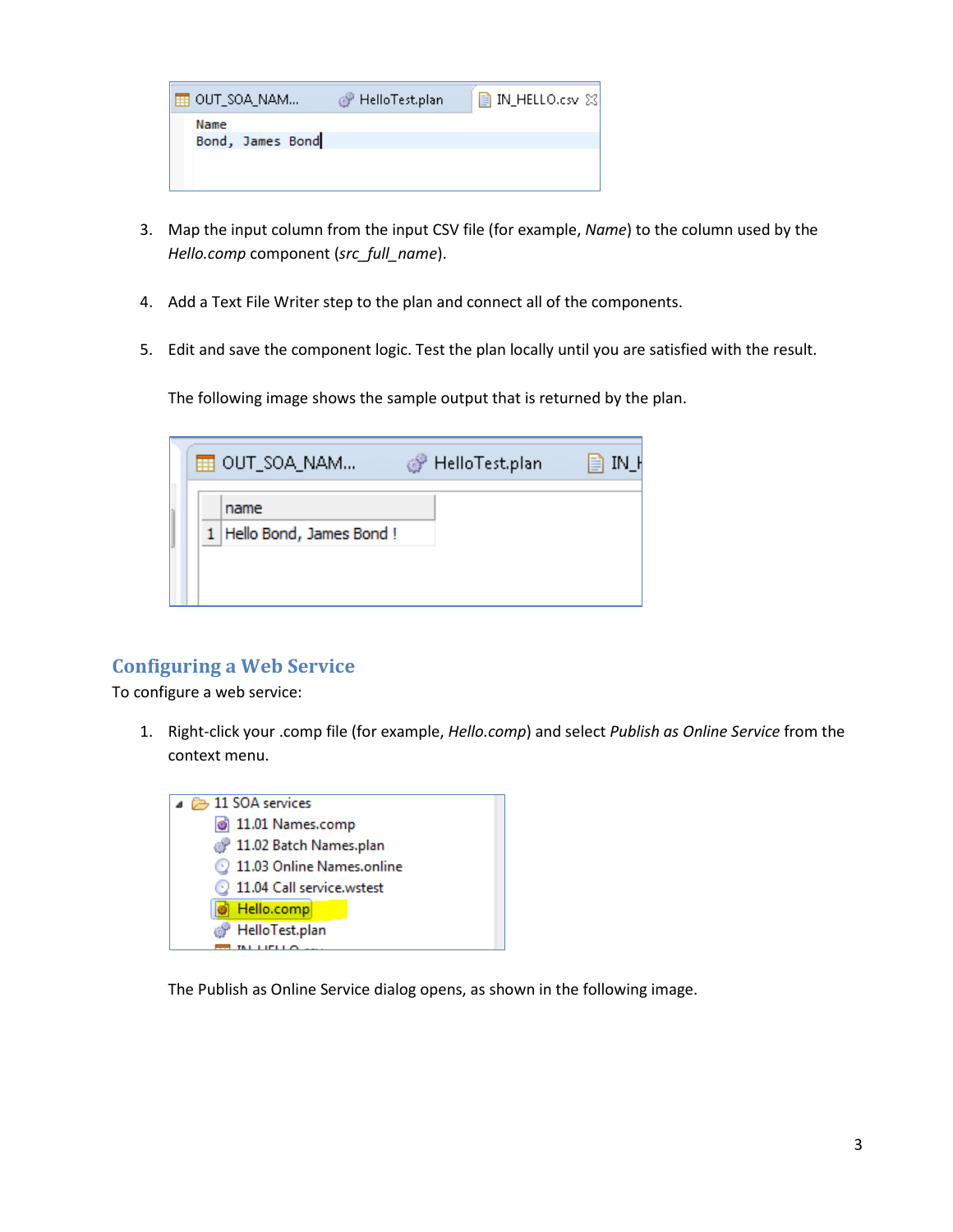3. Map the input column from the input CSV file (for example, *Name*) to the column used by the *Hello.comp* component (*src_full_name*).

4. Add a Text File Writer step to the plan and connect all of the components.

5. Edit and save the component logic. Test the plan locally until you are satisfied with the result.

   The following image shows the sample output that is returned by the plan.

## Configuring a Web Service

To configure a web service:

1. Right-click your .comp file (for example, *Hello.comp*) and select *Publish as Online Service* from the context menu.

   The Publish as Online Service dialog opens, as shown in the following image.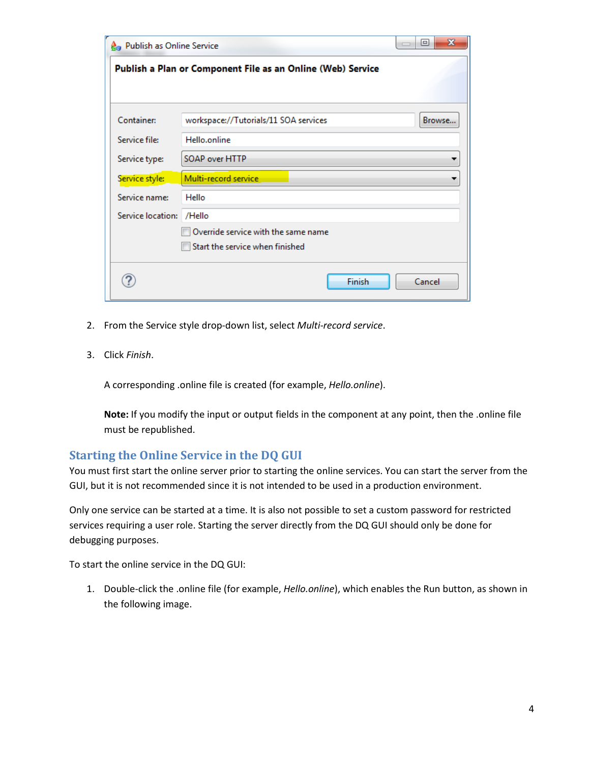2. From the Service style drop-down list, select *Multi-record service*.

3. Click *Finish*.

   A corresponding .online file is created (for example, *Hello.online*).

   **Note:** If you modify the input or output fields in the component at any point, then the .online file must be republished.

## Starting the Online Service in the DQ GUI

You must first start the online server prior to starting the online services. You can start the server from the GUI, but it is not recommended since it is not intended to be used in a production environment.

Only one service can be started at a time. It is also not possible to set a custom password for restricted services requiring a user role. Starting the server directly from the DQ GUI should only be done for debugging purposes.

To start the online service in the DQ GUI:

1. Double-click the .online file (for example, *Hello.online*), which enables the Run button, as shown in the following image.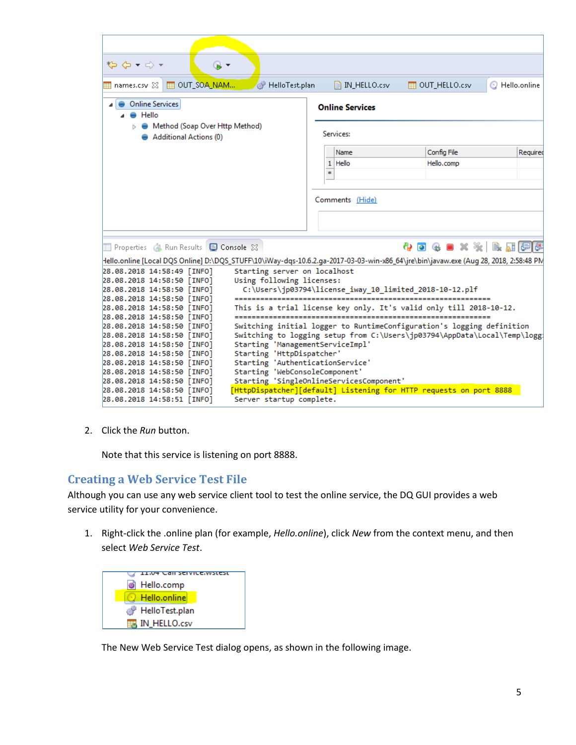2. Click the *Run* button.

   Note that this service is listening on port 8888.

## Creating a Web Service Test File

Although you can use any web service client tool to test the online service, the DQ GUI provides a web service utility for your convenience.

1. Right-click the .online plan (for example, *Hello.online*), click *New* from the context menu, and then select *Web Service Test*.

   The New Web Service Test dialog opens, as shown in the following image.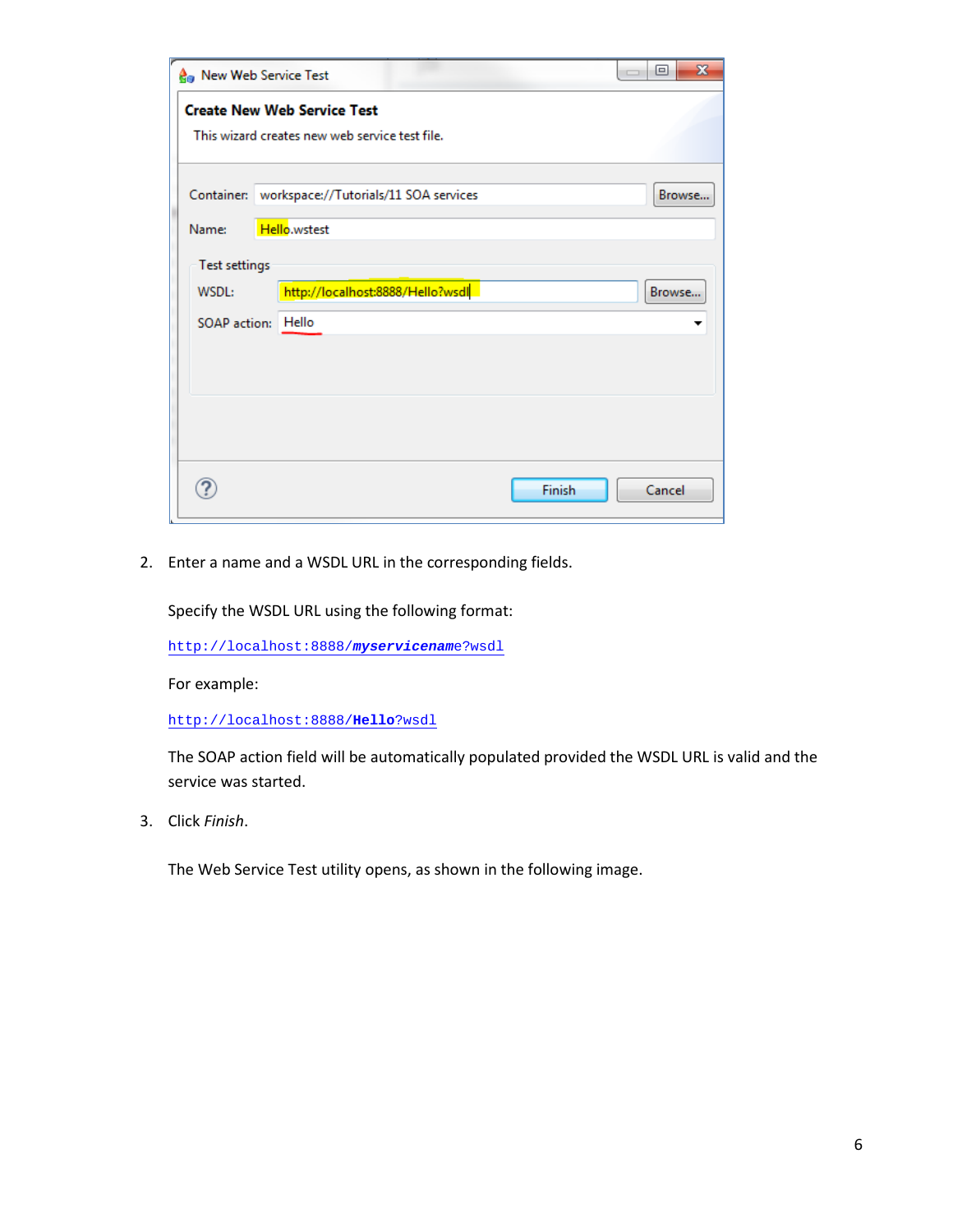2. Enter a name and a WSDL URL in the corresponding fields.

   Specify the WSDL URL using the following format:

   `http://localhost:8888/`***`myservicename`***`?wsdl`

   For example:

   `http://localhost:8888/`**`Hello`**`?wsdl`

   The SOAP action field will be automatically populated provided the WSDL URL is valid and the service was started.

3. Click *Finish*.

   The Web Service Test utility opens, as shown in the following image.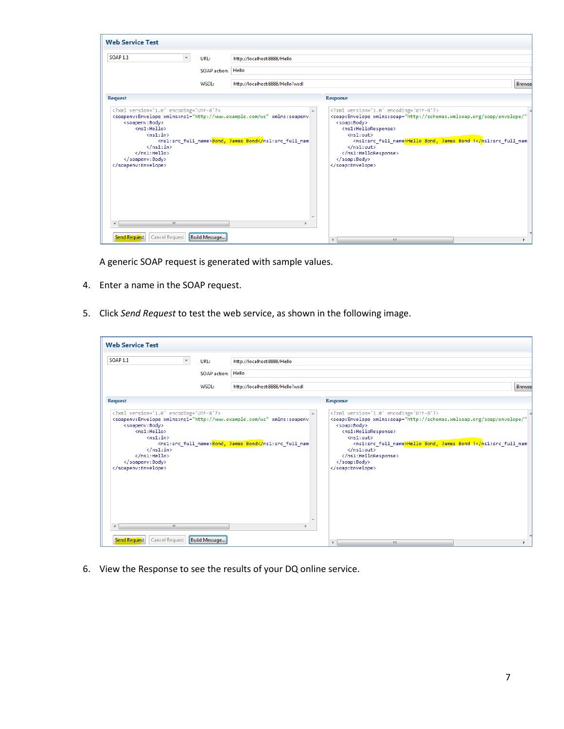A generic SOAP request is generated with sample values.

4. Enter a name in the SOAP request.

5. Click *Send Request* to test the web service, as shown in the following image.

6. View the Response to see the results of your DQ online service.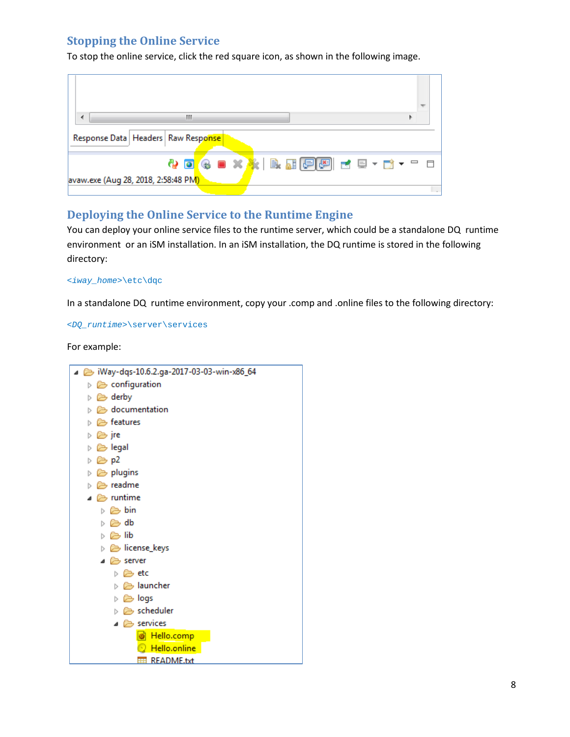## Stopping the Online Service

To stop the online service, click the red square icon, as shown in the following image.

## Deploying the Online Service to the Runtime Engine

You can deploy your online service files to the runtime server, which could be a standalone DQ runtime environment or an iSM installation. In an iSM installation, the DQ runtime is stored in the following directory:

```
<iway_home>\etc\dqc
```

In a standalone DQ runtime environment, copy your .comp and .online files to the following directory:

```
<DQ_runtime>\server\services
```

For example: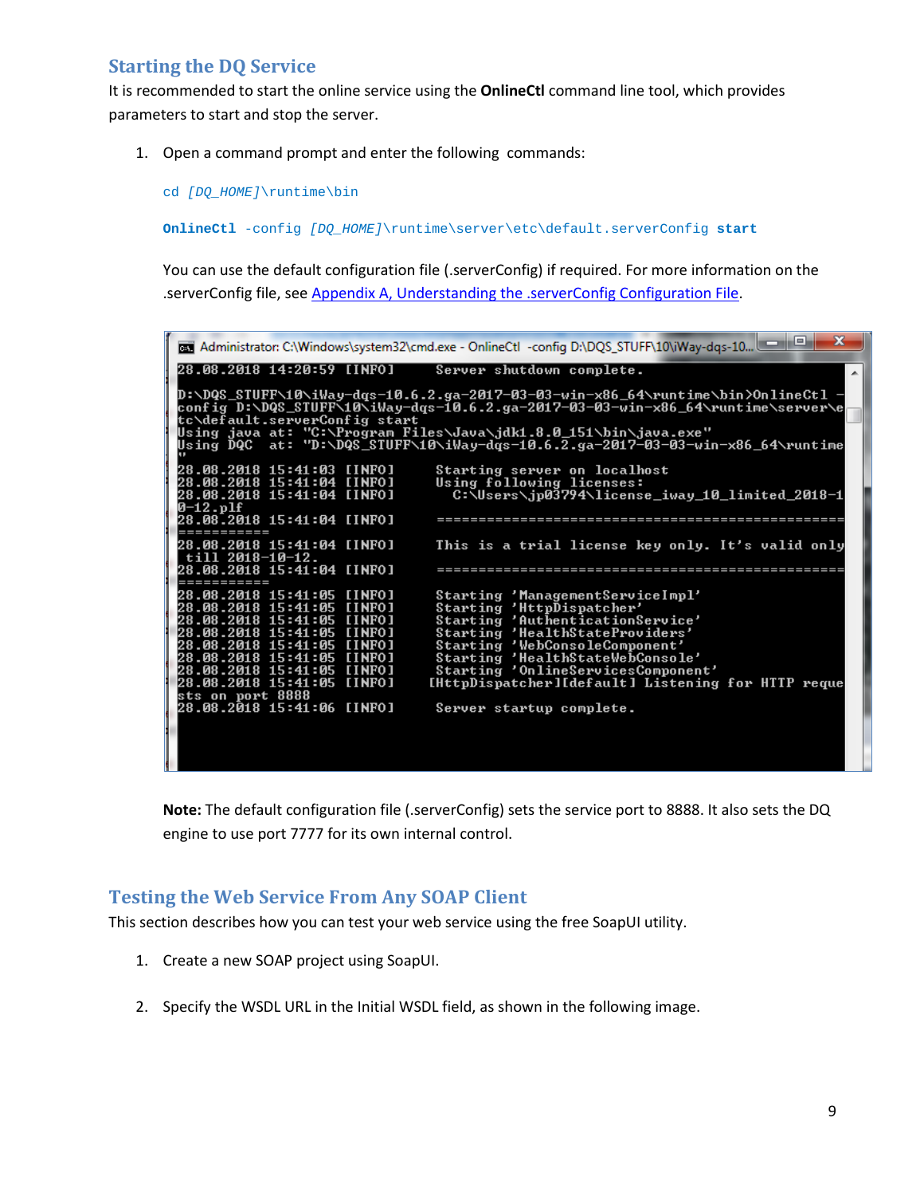## Starting the DQ Service

It is recommended to start the online service using the **OnlineCtl** command line tool, which provides parameters to start and stop the server.

1. Open a command prompt and enter the following commands:

   ```
   cd [DQ_HOME]\runtime\bin
   ```

   ```
   OnlineCtl -config [DQ_HOME]\runtime\server\etc\default.serverConfig start
   ```

   You can use the default configuration file (.serverConfig) if required. For more information on the .serverConfig file, see Appendix A, Understanding the .serverConfig Configuration File.

   ```
   28.08.2018 14:20:59 [INFO]     Server shutdown complete.

   D:\DQS_STUFF\10\iWay-dqs-10.6.2.ga-2017-03-03-win-x86_64\runtime\bin>OnlineCtl -config D:\DQS_STUFF\10\iWay-dqs-10.6.2.ga-2017-03-03-win-x86_64\runtime\server\etc\default.serverConfig start
   Using java at: "C:\Program Files\Java\jdk1.8.0_151\bin\java.exe"
   Using DQC  at: "D:\DQS_STUFF\10\iWay-dqs-10.6.2.ga-2017-03-03-win-x86_64\runtime"

   28.08.2018 15:41:03 [INFO]     Starting server on localhost
   28.08.2018 15:41:04 [INFO]     Using following licenses:
   28.08.2018 15:41:04 [INFO]       C:\Users\jp03794\license_iway_10_limited_2018-10-12.plf
   28.08.2018 15:41:04 [INFO]     ===========================================================
   28.08.2018 15:41:04 [INFO]     This is a trial license key only. It's valid only till 2018-10-12.
   28.08.2018 15:41:04 [INFO]     ===========================================================
   28.08.2018 15:41:05 [INFO]     Starting 'ManagementServiceImpl'
   28.08.2018 15:41:05 [INFO]     Starting 'HttpDispatcher'
   28.08.2018 15:41:05 [INFO]     Starting 'AuthenticationService'
   28.08.2018 15:41:05 [INFO]     Starting 'HealthStateProviders'
   28.08.2018 15:41:05 [INFO]     Starting 'WebConsoleComponent'
   28.08.2018 15:41:05 [INFO]     Starting 'HealthStateWebConsole'
   28.08.2018 15:41:05 [INFO]     Starting 'OnlineServicesComponent'
   28.08.2018 15:41:05 [INFO]    [HttpDispatcher][default] Listening for HTTP requests on port 8888
   28.08.2018 15:41:06 [INFO]     Server startup complete.
   ```

   **Note:** The default configuration file (.serverConfig) sets the service port to 8888. It also sets the DQ engine to use port 7777 for its own internal control.

## Testing the Web Service From Any SOAP Client

This section describes how you can test your web service using the free SoapUI utility.

1. Create a new SOAP project using SoapUI.

2. Specify the WSDL URL in the Initial WSDL field, as shown in the following image.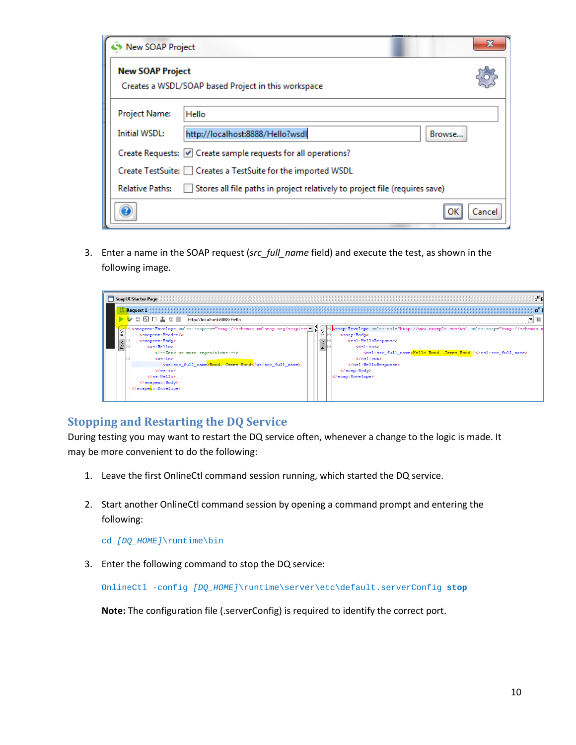3. Enter a name in the SOAP request (*src_full_name* field) and execute the test, as shown in the following image.

## Stopping and Restarting the DQ Service

During testing you may want to restart the DQ service often, whenever a change to the logic is made. It may be more convenient to do the following:

1. Leave the first OnlineCtl command session running, which started the DQ service.

2. Start another OnlineCtl command session by opening a command prompt and entering the following:

   ```
   cd [DQ_HOME]\runtime\bin
   ```

3. Enter the following command to stop the DQ service:

   ```
   OnlineCtl -config [DQ_HOME]\runtime\server\etc\default.serverConfig stop
   ```

   **Note:** The configuration file (.serverConfig) is required to identify the correct port.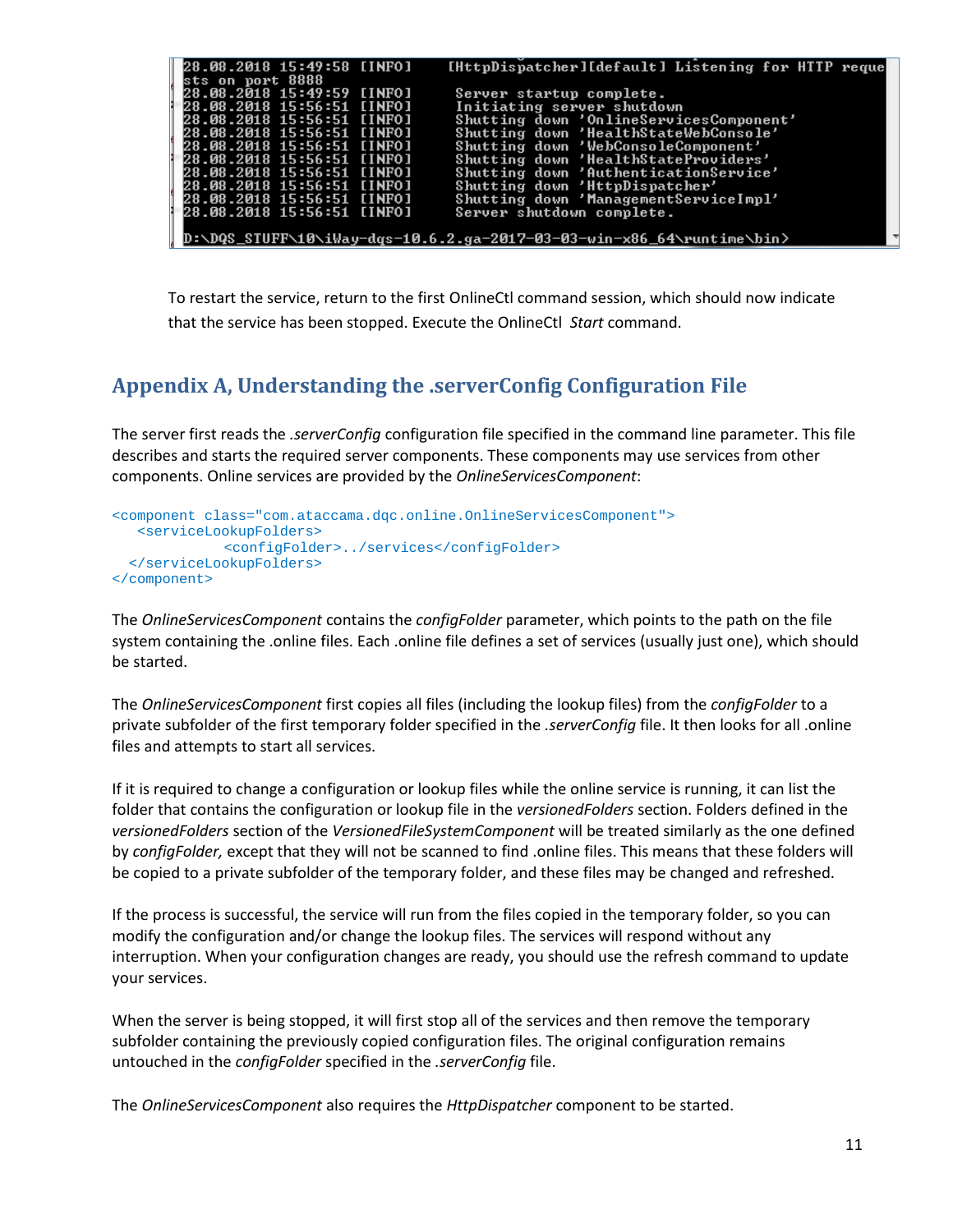```
28.08.2018 15:49:58 [INFO]     [HttpDispatcher][default] Listening for HTTP reque
sts on port 8888
28.08.2018 15:49:59 [INFO]      Server startup complete.
28.08.2018 15:56:51 [INFO]      Initiating server shutdown
28.08.2018 15:56:51 [INFO]      Shutting down 'OnlineServicesComponent'
28.08.2018 15:56:51 [INFO]      Shutting down 'HealthStateWebConsole'
28.08.2018 15:56:51 [INFO]      Shutting down 'WebConsoleComponent'
28.08.2018 15:56:51 [INFO]      Shutting down 'HealthStateProviders'
28.08.2018 15:56:51 [INFO]      Shutting down 'AuthenticationService'
28.08.2018 15:56:51 [INFO]      Shutting down 'HttpDispatcher'
28.08.2018 15:56:51 [INFO]      Shutting down 'ManagementServiceImpl'
28.08.2018 15:56:51 [INFO]      Server shutdown complete.

D:\DQS_STUFF\10\iWay-dqs-10.6.2.ga-2017-03-03-win-x86_64\runtime\bin>
```

To restart the service, return to the first OnlineCtl command session, which should now indicate that the service has been stopped. Execute the OnlineCtl *Start* command.

## Appendix A, Understanding the .serverConfig Configuration File

The server first reads the *.serverConfig* configuration file specified in the command line parameter. This file describes and starts the required server components. These components may use services from other components. Online services are provided by the *OnlineServicesComponent*:

```
<component class="com.ataccama.dqc.online.OnlineServicesComponent">
   <serviceLookupFolders>
             <configFolder>../services</configFolder>
  </serviceLookupFolders>
</component>
```

The *OnlineServicesComponent* contains the *configFolder* parameter, which points to the path on the file system containing the .online files. Each .online file defines a set of services (usually just one), which should be started.

The *OnlineServicesComponent* first copies all files (including the lookup files) from the *configFolder* to a private subfolder of the first temporary folder specified in the *.serverConfig* file. It then looks for all .online files and attempts to start all services.

If it is required to change a configuration or lookup files while the online service is running, it can list the folder that contains the configuration or lookup file in the *versionedFolders* section. Folders defined in the *versionedFolders* section of the *VersionedFileSystemComponent* will be treated similarly as the one defined by *configFolder,* except that they will not be scanned to find .online files. This means that these folders will be copied to a private subfolder of the temporary folder, and these files may be changed and refreshed.

If the process is successful, the service will run from the files copied in the temporary folder, so you can modify the configuration and/or change the lookup files. The services will respond without any interruption. When your configuration changes are ready, you should use the refresh command to update your services.

When the server is being stopped, it will first stop all of the services and then remove the temporary subfolder containing the previously copied configuration files. The original configuration remains untouched in the *configFolder* specified in the *.serverConfig* file.

The *OnlineServicesComponent* also requires the *HttpDispatcher* component to be started.